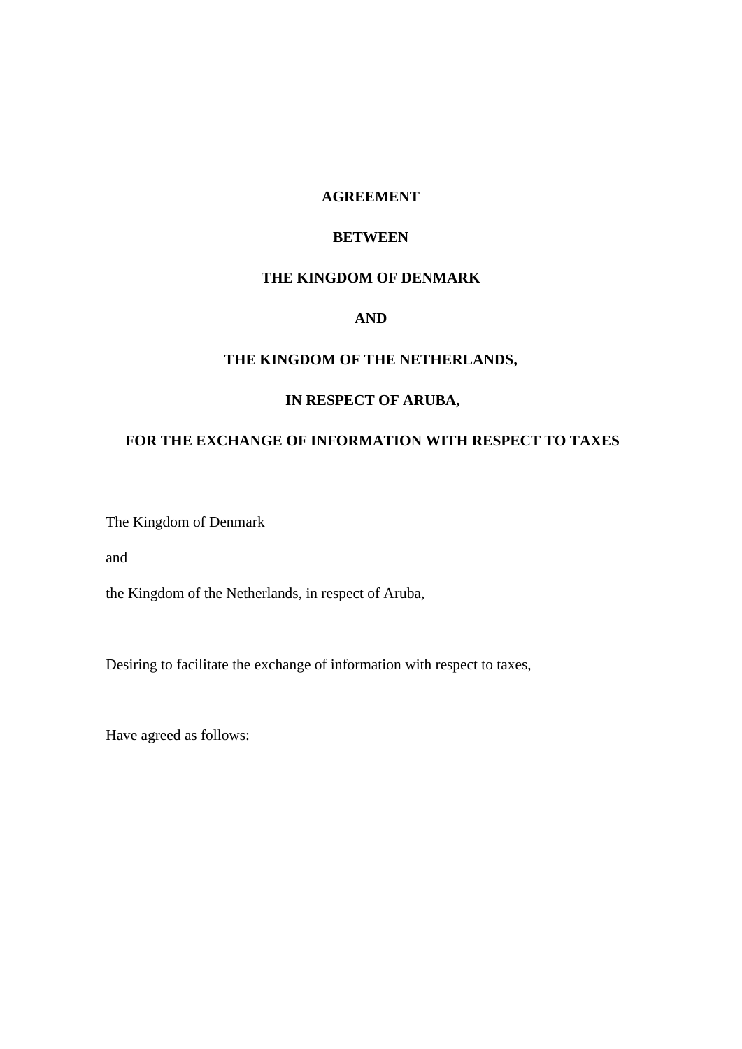# AGREEMENT

# BETWEEN

# THE KINGDOM OF DENMARK

# AND

# THE KINGDOM OF THE NETHERLANDS,

# IN RESPECT OF ARUBA,

# FOR THE EXCHANGE OF INFORMATION WITH RESPECT TO TAXES

The Kingdom of Denmark

and

the Kingdom of the Netherlands, in respect of Aruba,

Desiring to facilitate the exchange of information with respect to taxes,

Have agreed as follows: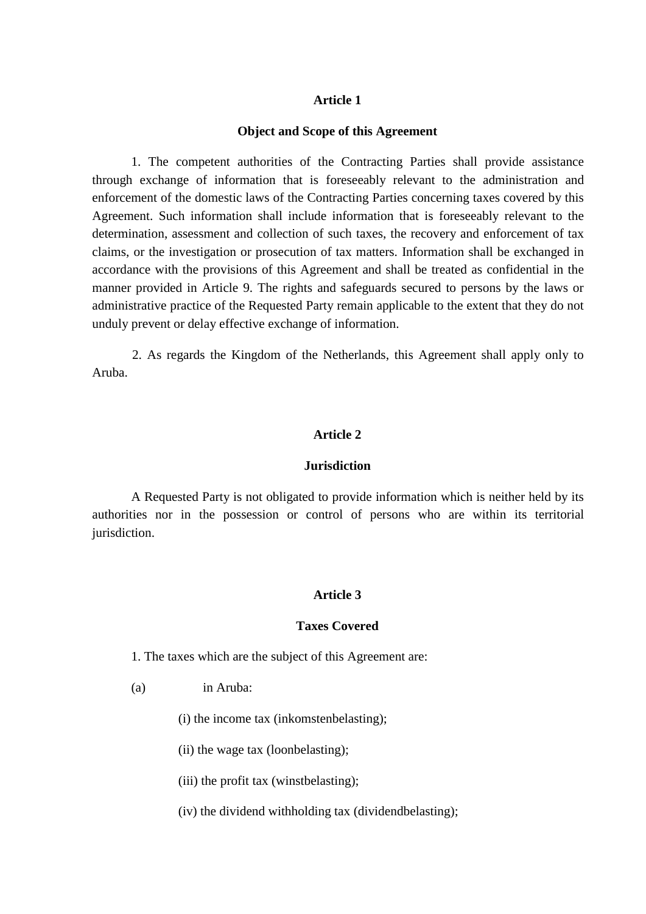**Article 1**

**Object and Scope of this Agreement**

1. The competent authorities of the Contracting Parties shall provide assistance through exchange of information that is foreseeably relevant to the administration and enforcement of the domestic laws of the Contracting Parties concerning taxes covered by this Agreement. Such information shall include information that is foreseeably relevant to the determination, assessment and collection of such taxes, the recovery and enforcement of tax claims, or the investigation or prosecution of tax matters. Information shall be exchanged in accordance with the provisions of this Agreement and shall be treated as confidential in the manner provided in Article 9. The rights and safeguards secured to persons by the laws or administrative practice of the Requested Party remain applicable to the extent that they do not unduly prevent or delay effective exchange of information.

2. As regards the Kingdom of the Netherlands, this Agreement shall apply only to Aruba.

**Article 2**

**Jurisdiction**

A Requested Party is not obligated to provide information which is neither held by its authorities nor in the possession or control of persons who are within its territorial jurisdiction.

**Article 3**

**Taxes Covered**

1. The taxes which are the subject of this Agreement are:

(a) in Aruba:

(i) the income tax (inkomstenbelasting);

(ii) the wage tax (loonbelasting);

(iii) the profit tax (winstbelasting);

(iv) the dividend withholding tax (dividendbelasting);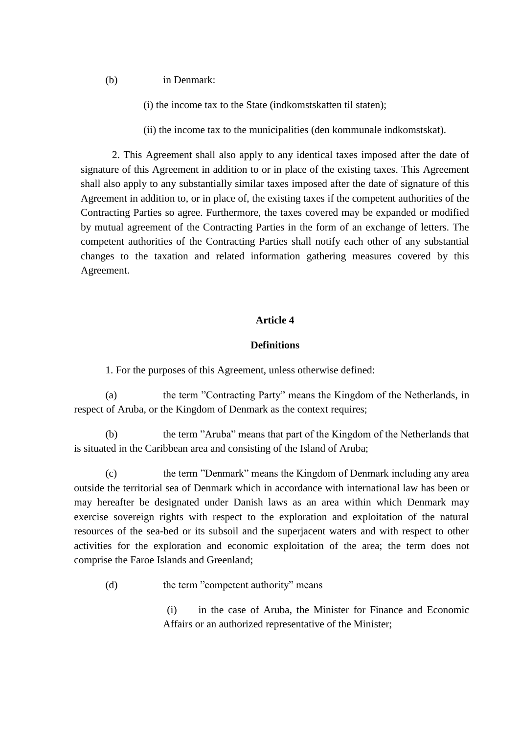(b) in Denmark:

(i) the income tax to the State (indkomstskatten til staten);

(ii) the income tax to the municipalities (den kommunale indkomstskat).

2. This Agreement shall also apply to any identical taxes imposed after the date of signature of this Agreement in addition to or in place of the existing taxes. This Agreement shall also apply to any substantially similar taxes imposed after the date of signature of this Agreement in addition to, or in place of, the existing taxes if the competent authorities of the Contracting Parties so agree. Furthermore, the taxes covered may be expanded or modified by mutual agreement of the Contracting Parties in the form of an exchange of letters. The competent authorities of the Contracting Parties shall notify each other of any substantial changes to the taxation and related information gathering measures covered by this Agreement.

## Article 4

## Definitions

1. For the purposes of this Agreement, unless otherwise defined:

(a) the term ”Contracting Party” means the Kingdom of the Netherlands, in respect of Aruba, or the Kingdom of Denmark as the context requires;

(b) the term ”Aruba” means that part of the Kingdom of the Netherlands that is situated in the Caribbean area and consisting of the Island of Aruba;

(c) the term ”Denmark” means the Kingdom of Denmark including any area outside the territorial sea of Denmark which in accordance with international law has been or may hereafter be designated under Danish laws as an area within which Denmark may exercise sovereign rights with respect to the exploration and exploitation of the natural resources of the sea-bed or its subsoil and the superjacent waters and with respect to other activities for the exploration and economic exploitation of the area; the term does not comprise the Faroe Islands and Greenland;

(d) the term ”competent authority” means

(i) in the case of Aruba, the Minister for Finance and Economic Affairs or an authorized representative of the Minister;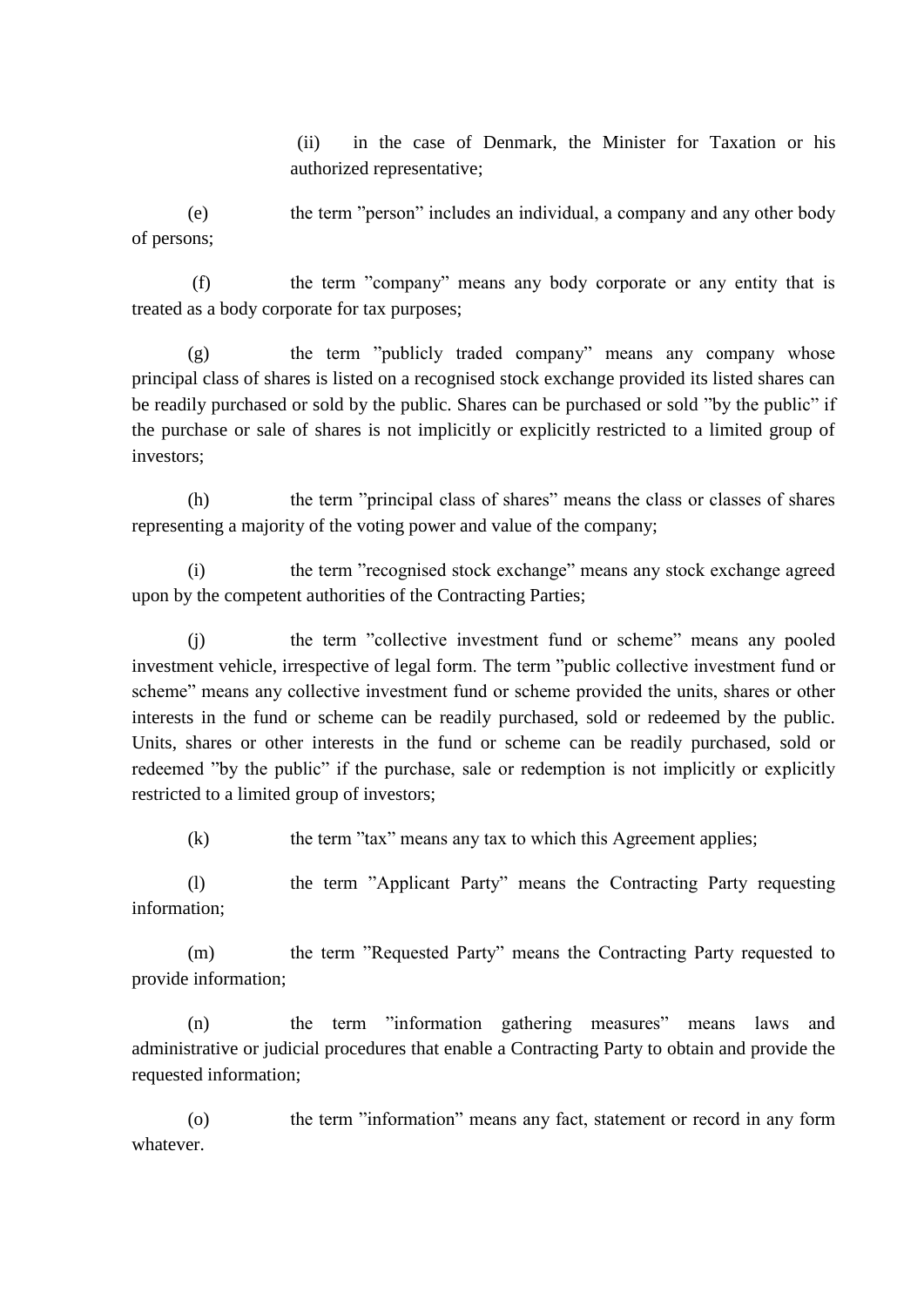(ii) in the case of Denmark, the Minister for Taxation or his authorized representative;

(e) the term ”person” includes an individual, a company and any other body of persons;

(f) the term ”company” means any body corporate or any entity that is treated as a body corporate for tax purposes;

(g) the term ”publicly traded company” means any company whose principal class of shares is listed on a recognised stock exchange provided its listed shares can be readily purchased or sold by the public. Shares can be purchased or sold ”by the public” if the purchase or sale of shares is not implicitly or explicitly restricted to a limited group of investors;

(h) the term ”principal class of shares” means the class or classes of shares representing a majority of the voting power and value of the company;

(i) the term ”recognised stock exchange” means any stock exchange agreed upon by the competent authorities of the Contracting Parties;

(j) the term ”collective investment fund or scheme” means any pooled investment vehicle, irrespective of legal form. The term ”public collective investment fund or scheme” means any collective investment fund or scheme provided the units, shares or other interests in the fund or scheme can be readily purchased, sold or redeemed by the public. Units, shares or other interests in the fund or scheme can be readily purchased, sold or redeemed ”by the public” if the purchase, sale or redemption is not implicitly or explicitly restricted to a limited group of investors;

(k) the term ”tax” means any tax to which this Agreement applies;

(l) the term ”Applicant Party” means the Contracting Party requesting information;

(m) the term ”Requested Party” means the Contracting Party requested to provide information;

(n) the term ”information gathering measures” means laws and administrative or judicial procedures that enable a Contracting Party to obtain and provide the requested information;

(o) the term ”information” means any fact, statement or record in any form whatever.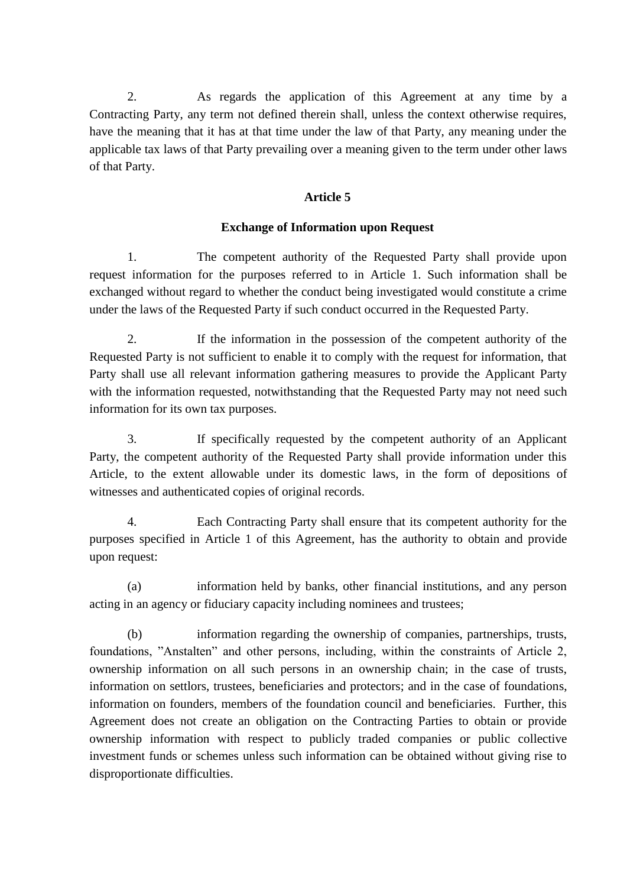2. As regards the application of this Agreement at any time by a Contracting Party, any term not defined therein shall, unless the context otherwise requires, have the meaning that it has at that time under the law of that Party, any meaning under the applicable tax laws of that Party prevailing over a meaning given to the term under other laws of that Party.

### Article 5

### Exchange of Information upon Request

1. The competent authority of the Requested Party shall provide upon request information for the purposes referred to in Article 1. Such information shall be exchanged without regard to whether the conduct being investigated would constitute a crime under the laws of the Requested Party if such conduct occurred in the Requested Party.

2. If the information in the possession of the competent authority of the Requested Party is not sufficient to enable it to comply with the request for information, that Party shall use all relevant information gathering measures to provide the Applicant Party with the information requested, notwithstanding that the Requested Party may not need such information for its own tax purposes.

3. If specifically requested by the competent authority of an Applicant Party, the competent authority of the Requested Party shall provide information under this Article, to the extent allowable under its domestic laws, in the form of depositions of witnesses and authenticated copies of original records.

4. Each Contracting Party shall ensure that its competent authority for the purposes specified in Article 1 of this Agreement, has the authority to obtain and provide upon request:

(a) information held by banks, other financial institutions, and any person acting in an agency or fiduciary capacity including nominees and trustees;

(b) information regarding the ownership of companies, partnerships, trusts, foundations, "Anstalten" and other persons, including, within the constraints of Article 2, ownership information on all such persons in an ownership chain; in the case of trusts, information on settlors, trustees, beneficiaries and protectors; and in the case of foundations, information on founders, members of the foundation council and beneficiaries. Further, this Agreement does not create an obligation on the Contracting Parties to obtain or provide ownership information with respect to publicly traded companies or public collective investment funds or schemes unless such information can be obtained without giving rise to disproportionate difficulties.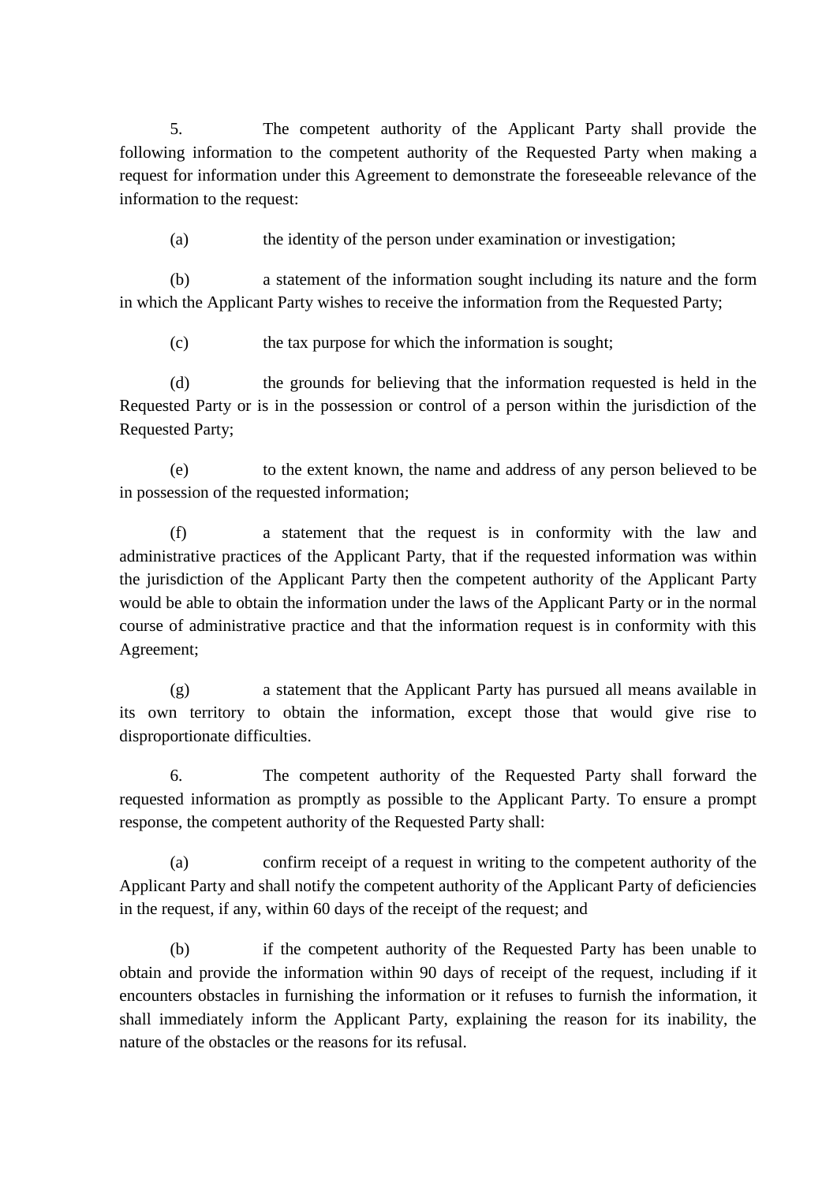5. The competent authority of the Applicant Party shall provide the following information to the competent authority of the Requested Party when making a request for information under this Agreement to demonstrate the foreseeable relevance of the information to the request:

(a) the identity of the person under examination or investigation;

(b) a statement of the information sought including its nature and the form in which the Applicant Party wishes to receive the information from the Requested Party;

(c) the tax purpose for which the information is sought;

(d) the grounds for believing that the information requested is held in the Requested Party or is in the possession or control of a person within the jurisdiction of the Requested Party;

(e) to the extent known, the name and address of any person believed to be in possession of the requested information;

(f) a statement that the request is in conformity with the law and administrative practices of the Applicant Party, that if the requested information was within the jurisdiction of the Applicant Party then the competent authority of the Applicant Party would be able to obtain the information under the laws of the Applicant Party or in the normal course of administrative practice and that the information request is in conformity with this Agreement;

(g) a statement that the Applicant Party has pursued all means available in its own territory to obtain the information, except those that would give rise to disproportionate difficulties.

6. The competent authority of the Requested Party shall forward the requested information as promptly as possible to the Applicant Party. To ensure a prompt response, the competent authority of the Requested Party shall:

(a) confirm receipt of a request in writing to the competent authority of the Applicant Party and shall notify the competent authority of the Applicant Party of deficiencies in the request, if any, within 60 days of the receipt of the request; and

(b) if the competent authority of the Requested Party has been unable to obtain and provide the information within 90 days of receipt of the request, including if it encounters obstacles in furnishing the information or it refuses to furnish the information, it shall immediately inform the Applicant Party, explaining the reason for its inability, the nature of the obstacles or the reasons for its refusal.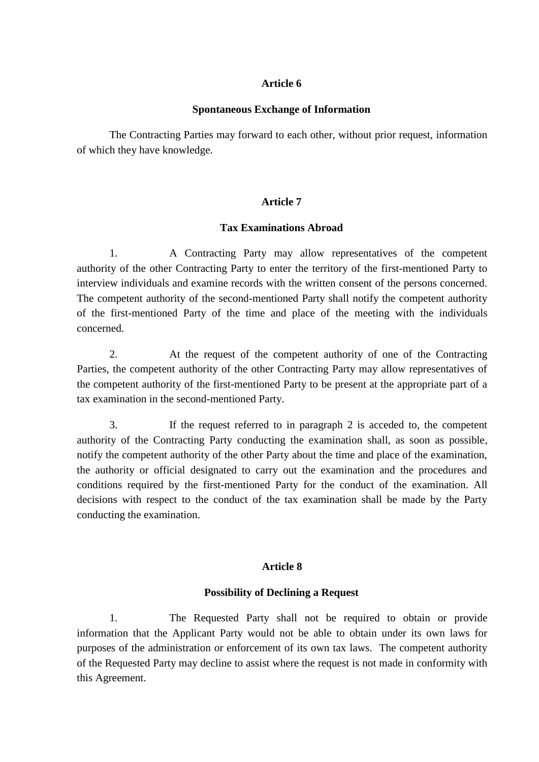## Article 6

### Spontaneous Exchange of Information

The Contracting Parties may forward to each other, without prior request, information of which they have knowledge.

## Article 7

### Tax Examinations Abroad

1. A Contracting Party may allow representatives of the competent authority of the other Contracting Party to enter the territory of the first-mentioned Party to interview individuals and examine records with the written consent of the persons concerned. The competent authority of the second-mentioned Party shall notify the competent authority of the first-mentioned Party of the time and place of the meeting with the individuals concerned.

2. At the request of the competent authority of one of the Contracting Parties, the competent authority of the other Contracting Party may allow representatives of the competent authority of the first-mentioned Party to be present at the appropriate part of a tax examination in the second-mentioned Party.

3. If the request referred to in paragraph 2 is acceded to, the competent authority of the Contracting Party conducting the examination shall, as soon as possible, notify the competent authority of the other Party about the time and place of the examination, the authority or official designated to carry out the examination and the procedures and conditions required by the first-mentioned Party for the conduct of the examination. All decisions with respect to the conduct of the tax examination shall be made by the Party conducting the examination.

## Article 8

### Possibility of Declining a Request

1. The Requested Party shall not be required to obtain or provide information that the Applicant Party would not be able to obtain under its own laws for purposes of the administration or enforcement of its own tax laws. The competent authority of the Requested Party may decline to assist where the request is not made in conformity with this Agreement.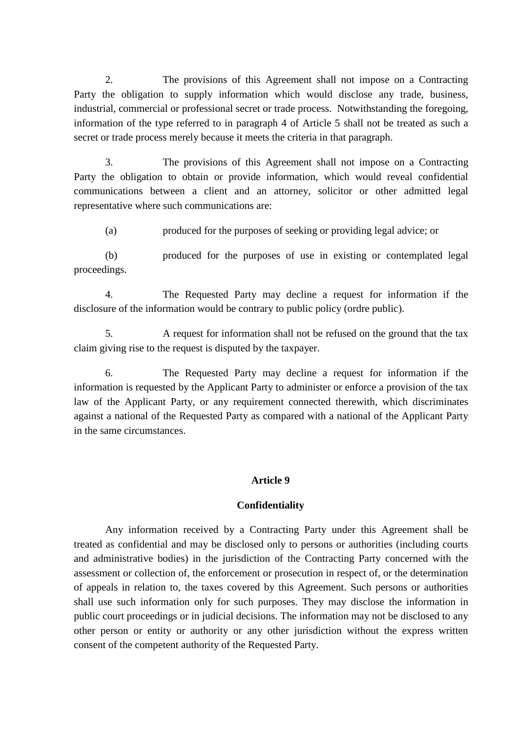2. The provisions of this Agreement shall not impose on a Contracting Party the obligation to supply information which would disclose any trade, business, industrial, commercial or professional secret or trade process. Notwithstanding the foregoing, information of the type referred to in paragraph 4 of Article 5 shall not be treated as such a secret or trade process merely because it meets the criteria in that paragraph.

3. The provisions of this Agreement shall not impose on a Contracting Party the obligation to obtain or provide information, which would reveal confidential communications between a client and an attorney, solicitor or other admitted legal representative where such communications are:

(a) produced for the purposes of seeking or providing legal advice; or

(b) produced for the purposes of use in existing or contemplated legal proceedings.

4. The Requested Party may decline a request for information if the disclosure of the information would be contrary to public policy (ordre public).

5. A request for information shall not be refused on the ground that the tax claim giving rise to the request is disputed by the taxpayer.

6. The Requested Party may decline a request for information if the information is requested by the Applicant Party to administer or enforce a provision of the tax law of the Applicant Party, or any requirement connected therewith, which discriminates against a national of the Requested Party as compared with a national of the Applicant Party in the same circumstances.

## Article 9

## Confidentiality

Any information received by a Contracting Party under this Agreement shall be treated as confidential and may be disclosed only to persons or authorities (including courts and administrative bodies) in the jurisdiction of the Contracting Party concerned with the assessment or collection of, the enforcement or prosecution in respect of, or the determination of appeals in relation to, the taxes covered by this Agreement. Such persons or authorities shall use such information only for such purposes. They may disclose the information in public court proceedings or in judicial decisions. The information may not be disclosed to any other person or entity or authority or any other jurisdiction without the express written consent of the competent authority of the Requested Party.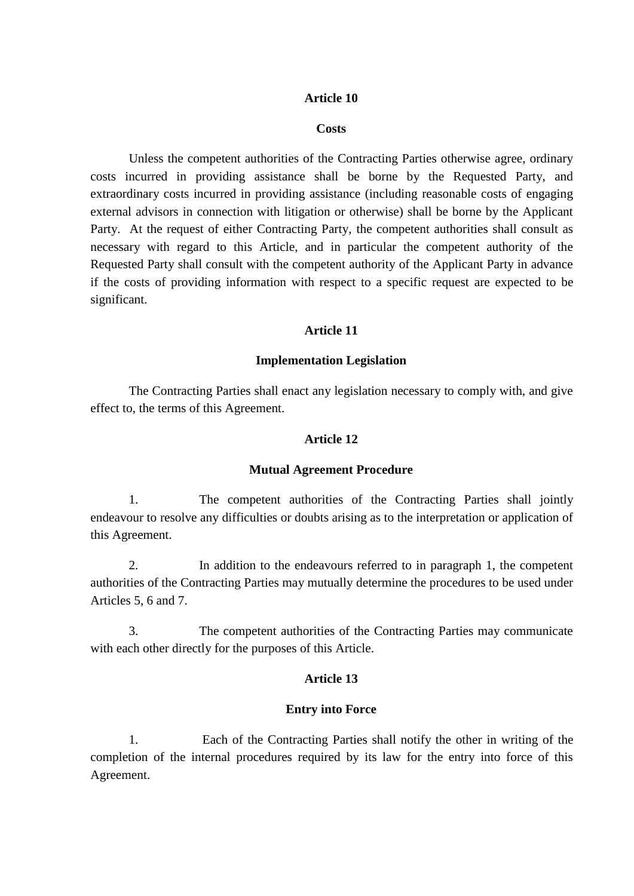**Article 10**

**Costs**

Unless the competent authorities of the Contracting Parties otherwise agree, ordinary costs incurred in providing assistance shall be borne by the Requested Party, and extraordinary costs incurred in providing assistance (including reasonable costs of engaging external advisors in connection with litigation or otherwise) shall be borne by the Applicant Party. At the request of either Contracting Party, the competent authorities shall consult as necessary with regard to this Article, and in particular the competent authority of the Requested Party shall consult with the competent authority of the Applicant Party in advance if the costs of providing information with respect to a specific request are expected to be significant.

**Article 11**

**Implementation Legislation**

The Contracting Parties shall enact any legislation necessary to comply with, and give effect to, the terms of this Agreement.

**Article 12**

**Mutual Agreement Procedure**

1. The competent authorities of the Contracting Parties shall jointly endeavour to resolve any difficulties or doubts arising as to the interpretation or application of this Agreement.

2. In addition to the endeavours referred to in paragraph 1, the competent authorities of the Contracting Parties may mutually determine the procedures to be used under Articles 5, 6 and 7.

3. The competent authorities of the Contracting Parties may communicate with each other directly for the purposes of this Article.

**Article 13**

**Entry into Force**

1. Each of the Contracting Parties shall notify the other in writing of the completion of the internal procedures required by its law for the entry into force of this Agreement.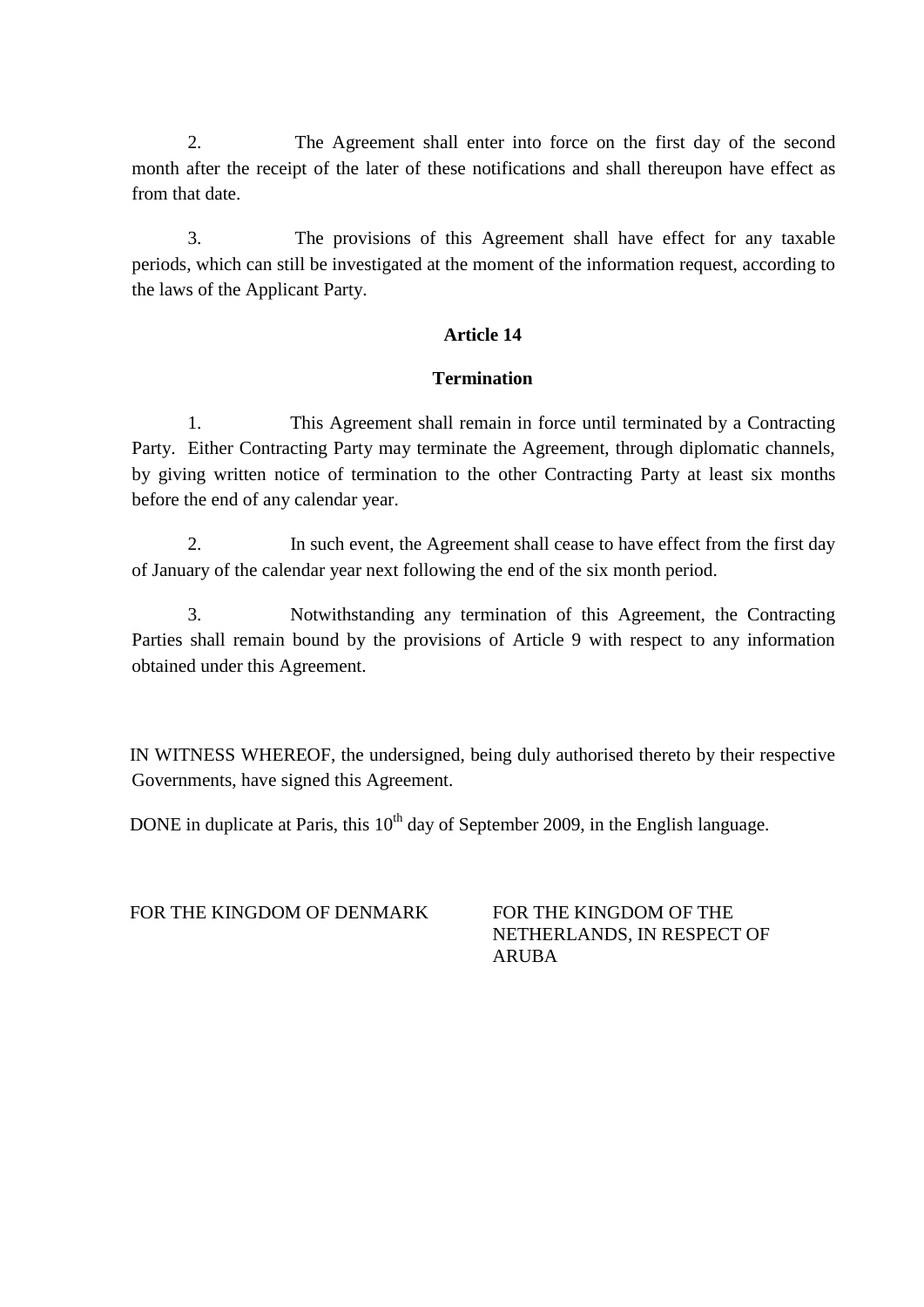2. The Agreement shall enter into force on the first day of the second month after the receipt of the later of these notifications and shall thereupon have effect as from that date.

3. The provisions of this Agreement shall have effect for any taxable periods, which can still be investigated at the moment of the information request, according to the laws of the Applicant Party.

**Article 14**

**Termination**

1. This Agreement shall remain in force until terminated by a Contracting Party. Either Contracting Party may terminate the Agreement, through diplomatic channels, by giving written notice of termination to the other Contracting Party at least six months before the end of any calendar year.

2. In such event, the Agreement shall cease to have effect from the first day of January of the calendar year next following the end of the six month period.

3. Notwithstanding any termination of this Agreement, the Contracting Parties shall remain bound by the provisions of Article 9 with respect to any information obtained under this Agreement.

IN WITNESS WHEREOF, the undersigned, being duly authorised thereto by their respective Governments, have signed this Agreement.

DONE in duplicate at Paris, this 10th day of September 2009, in the English language.

| | |
|---|---|
| FOR THE KINGDOM OF DENMARK | FOR THE KINGDOM OF THE NETHERLANDS, IN RESPECT OF ARUBA |